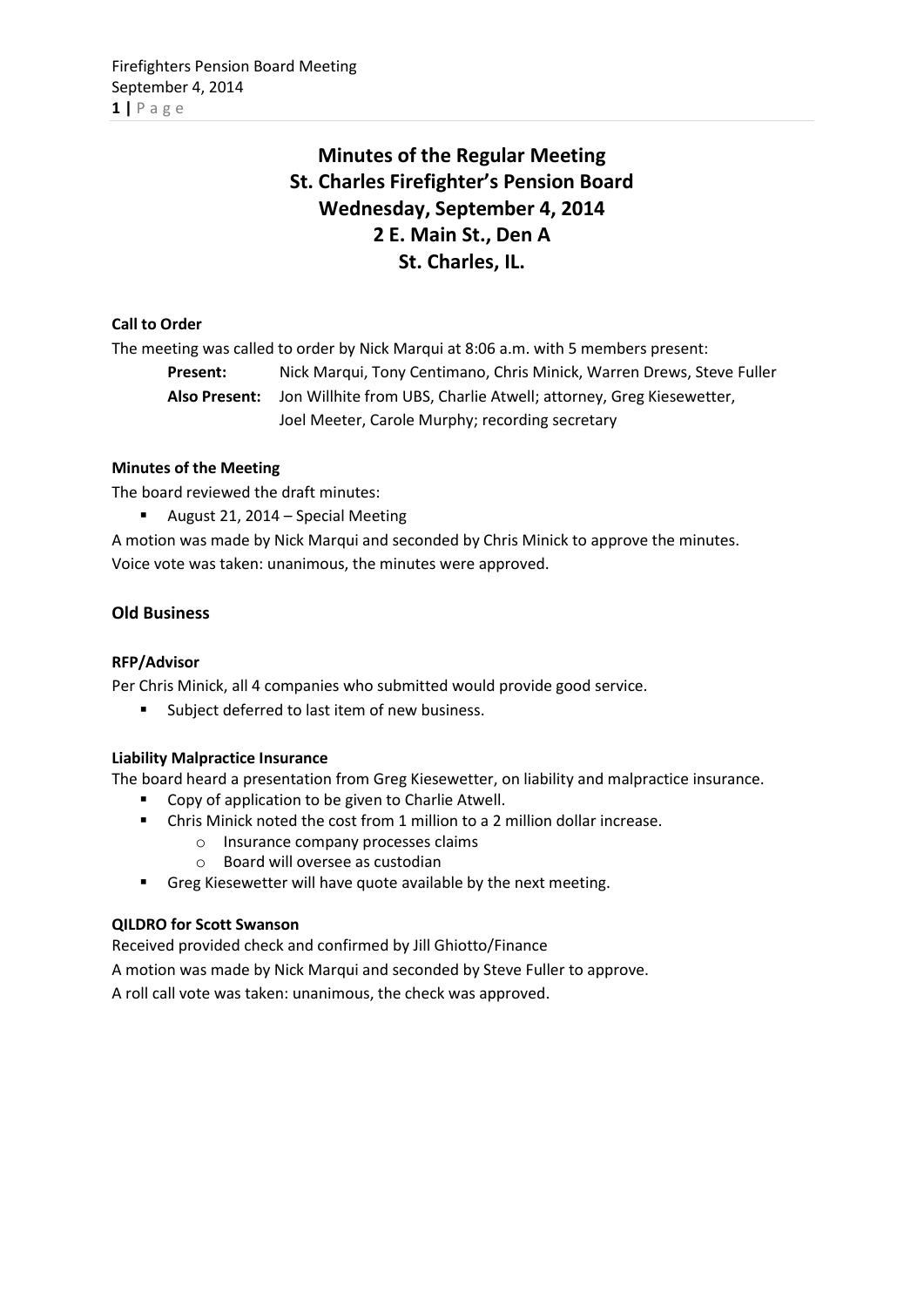# Minutes of the Regular Meeting
# St. Charles Firefighter's Pension Board
# Wednesday, September 4, 2014
# 2 E. Main St., Den A
# St. Charles, IL.

**Call to Order**

The meeting was called to order by Nick Marqui at 8:06 a.m. with 5 members present:

**Present:** Nick Marqui, Tony Centimano, Chris Minick, Warren Drews, Steve Fuller

**Also Present:** Jon Willhite from UBS, Charlie Atwell; attorney, Greg Kiesewetter, Joel Meeter, Carole Murphy; recording secretary

**Minutes of the Meeting**

The board reviewed the draft minutes:

- August 21, 2014 – Special Meeting

A motion was made by Nick Marqui and seconded by Chris Minick to approve the minutes. Voice vote was taken: unanimous, the minutes were approved.

## Old Business

**RFP/Advisor**

Per Chris Minick, all 4 companies who submitted would provide good service.

- Subject deferred to last item of new business.

**Liability Malpractice Insurance**

The board heard a presentation from Greg Kiesewetter, on liability and malpractice insurance.

- Copy of application to be given to Charlie Atwell.
- Chris Minick noted the cost from 1 million to a 2 million dollar increase.
  - Insurance company processes claims
  - Board will oversee as custodian
- Greg Kiesewetter will have quote available by the next meeting.

**QILDRO for Scott Swanson**

Received provided check and confirmed by Jill Ghiotto/Finance

A motion was made by Nick Marqui and seconded by Steve Fuller to approve.

A roll call vote was taken: unanimous, the check was approved.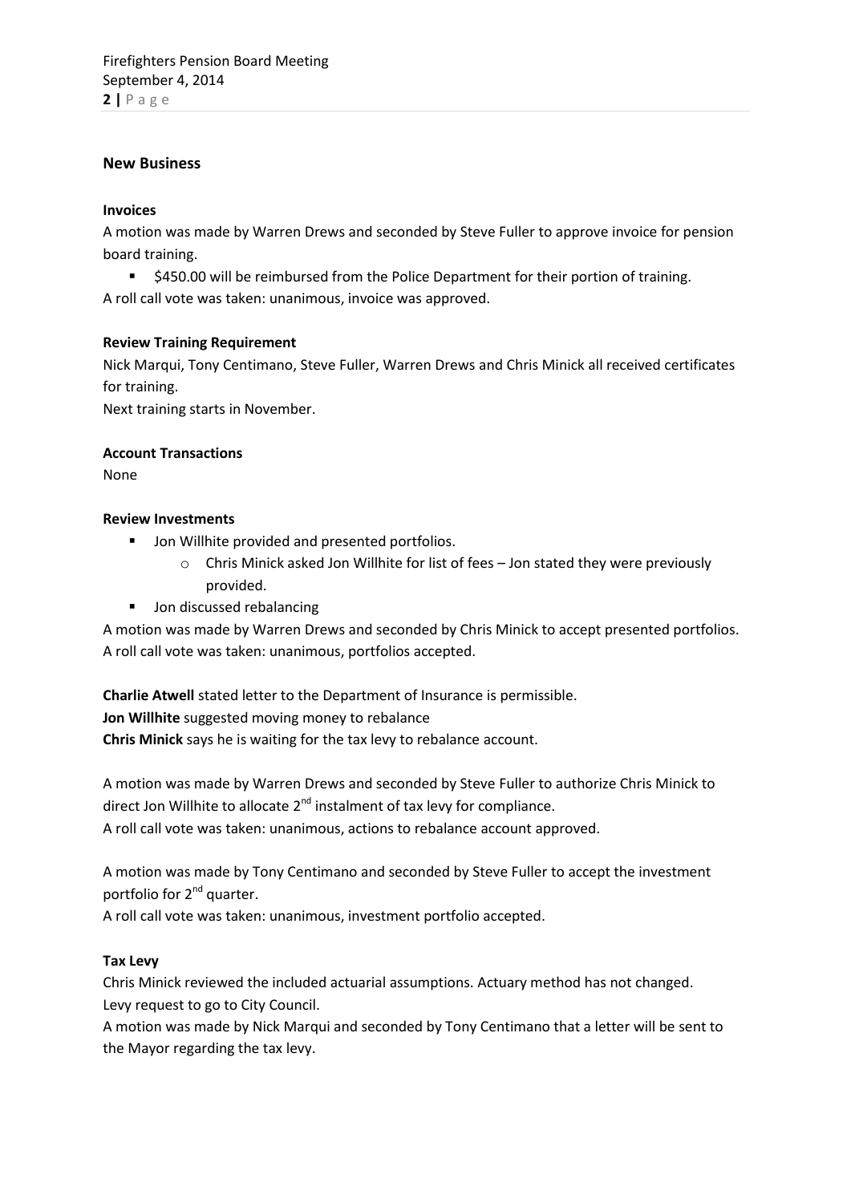## New Business

### Invoices

A motion was made by Warren Drews and seconded by Steve Fuller to approve invoice for pension board training.

- $450.00 will be reimbursed from the Police Department for their portion of training.

A roll call vote was taken: unanimous, invoice was approved.

### Review Training Requirement

Nick Marqui, Tony Centimano, Steve Fuller, Warren Drews and Chris Minick all received certificates for training.

Next training starts in November.

### Account Transactions

None

### Review Investments

- Jon Willhite provided and presented portfolios.
  - Chris Minick asked Jon Willhite for list of fees – Jon stated they were previously provided.
- Jon discussed rebalancing

A motion was made by Warren Drews and seconded by Chris Minick to accept presented portfolios.
A roll call vote was taken: unanimous, portfolios accepted.

**Charlie Atwell** stated letter to the Department of Insurance is permissible.
**Jon Willhite** suggested moving money to rebalance
**Chris Minick** says he is waiting for the tax levy to rebalance account.

A motion was made by Warren Drews and seconded by Steve Fuller to authorize Chris Minick to direct Jon Willhite to allocate 2nd instalment of tax levy for compliance.
A roll call vote was taken: unanimous, actions to rebalance account approved.

A motion was made by Tony Centimano and seconded by Steve Fuller to accept the investment portfolio for 2nd quarter.
A roll call vote was taken: unanimous, investment portfolio accepted.

### Tax Levy

Chris Minick reviewed the included actuarial assumptions. Actuary method has not changed.
Levy request to go to City Council.
A motion was made by Nick Marqui and seconded by Tony Centimano that a letter will be sent to the Mayor regarding the tax levy.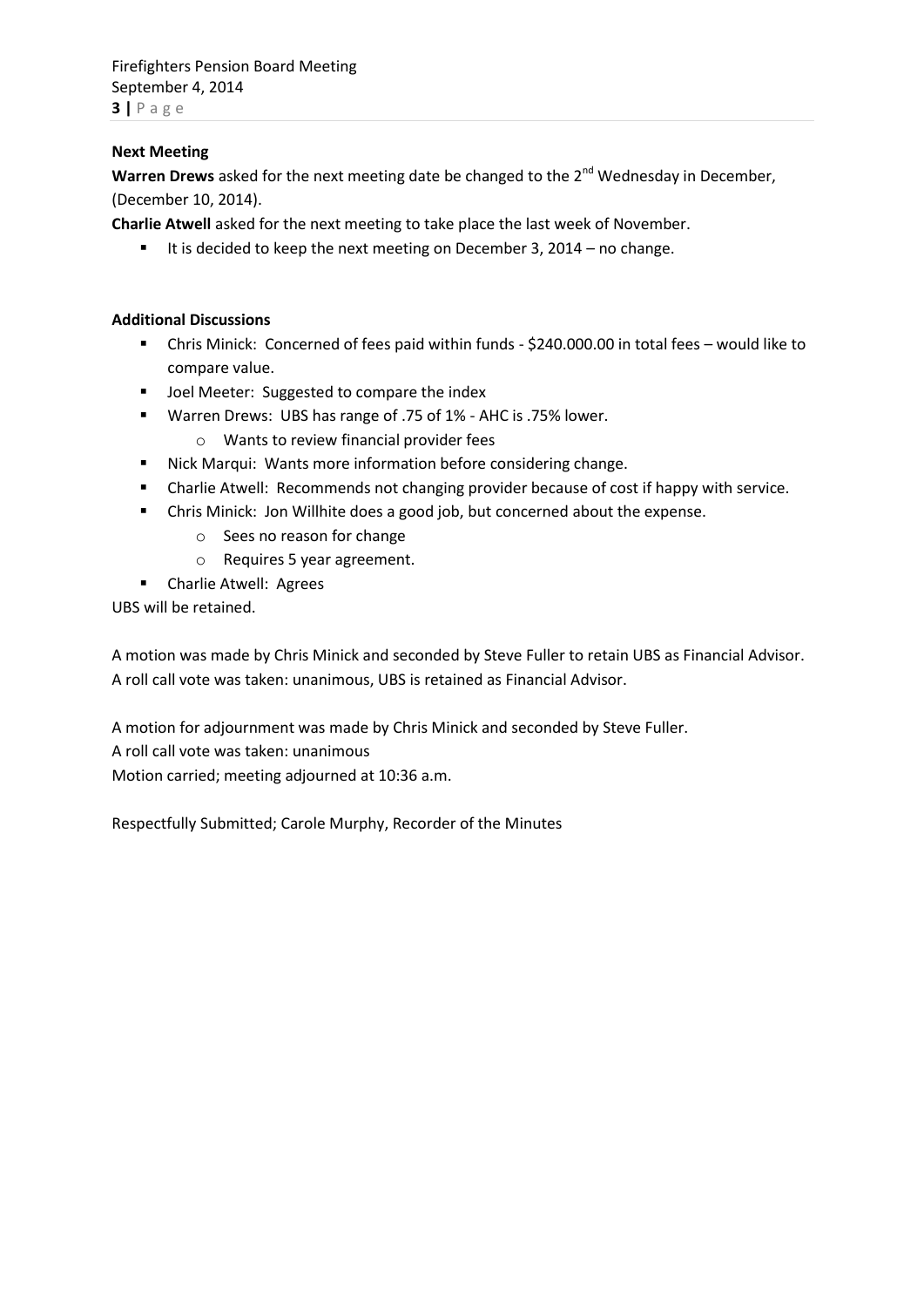**Next Meeting**

**Warren Drews** asked for the next meeting date be changed to the 2nd Wednesday in December, (December 10, 2014).

**Charlie Atwell** asked for the next meeting to take place the last week of November.

- It is decided to keep the next meeting on December 3, 2014 – no change.

**Additional Discussions**

- Chris Minick: Concerned of fees paid within funds - $240.000.00 in total fees – would like to compare value.
- Joel Meeter: Suggested to compare the index
- Warren Drews: UBS has range of .75 of 1% - AHC is .75% lower.
  - Wants to review financial provider fees
- Nick Marqui: Wants more information before considering change.
- Charlie Atwell: Recommends not changing provider because of cost if happy with service.
- Chris Minick: Jon Willhite does a good job, but concerned about the expense.
  - Sees no reason for change
  - Requires 5 year agreement.
- Charlie Atwell: Agrees

UBS will be retained.

A motion was made by Chris Minick and seconded by Steve Fuller to retain UBS as Financial Advisor. A roll call vote was taken: unanimous, UBS is retained as Financial Advisor.

A motion for adjournment was made by Chris Minick and seconded by Steve Fuller.
A roll call vote was taken: unanimous
Motion carried; meeting adjourned at 10:36 a.m.

Respectfully Submitted; Carole Murphy, Recorder of the Minutes